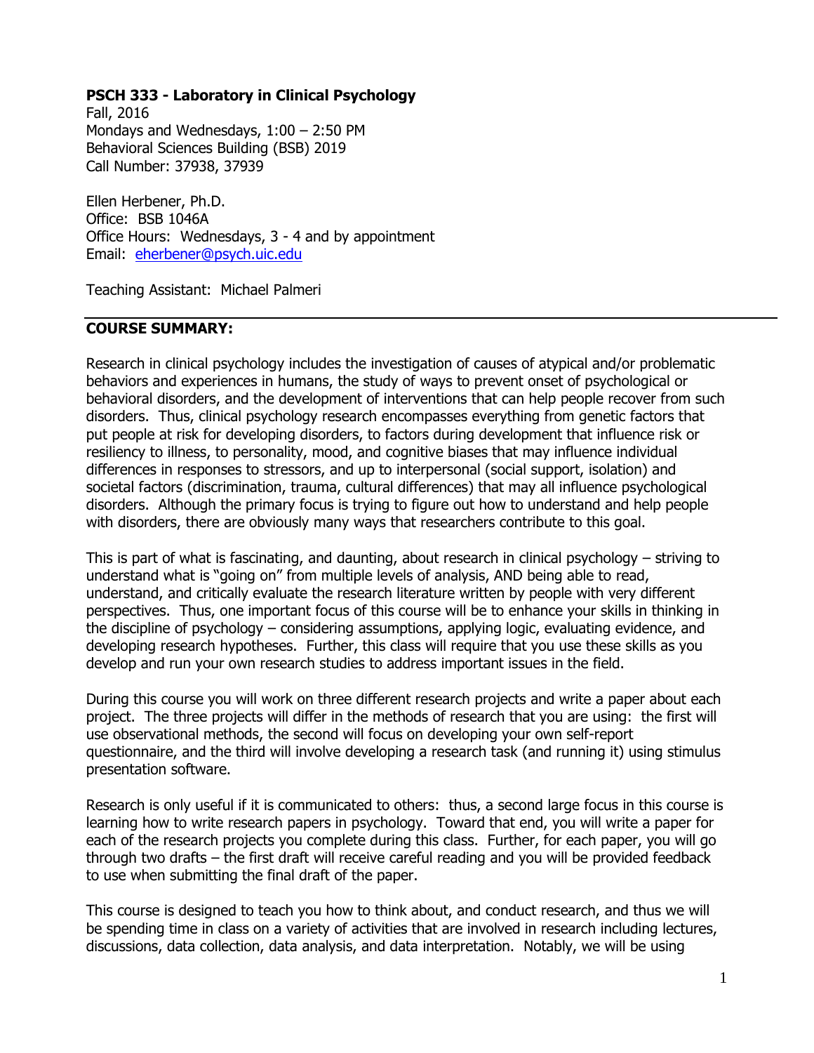**PSCH 333 - Laboratory in Clinical Psychology**
Fall, 2016
Mondays and Wednesdays, 1:00 – 2:50 PM
Behavioral Sciences Building (BSB) 2019
Call Number: 37938, 37939

Ellen Herbener, Ph.D.
Office: BSB 1046A
Office Hours: Wednesdays, 3 - 4 and by appointment
Email: eherbener@psych.uic.edu

Teaching Assistant: Michael Palmeri

## COURSE SUMMARY:

Research in clinical psychology includes the investigation of causes of atypical and/or problematic behaviors and experiences in humans, the study of ways to prevent onset of psychological or behavioral disorders, and the development of interventions that can help people recover from such disorders. Thus, clinical psychology research encompasses everything from genetic factors that put people at risk for developing disorders, to factors during development that influence risk or resiliency to illness, to personality, mood, and cognitive biases that may influence individual differences in responses to stressors, and up to interpersonal (social support, isolation) and societal factors (discrimination, trauma, cultural differences) that may all influence psychological disorders. Although the primary focus is trying to figure out how to understand and help people with disorders, there are obviously many ways that researchers contribute to this goal.

This is part of what is fascinating, and daunting, about research in clinical psychology – striving to understand what is "going on" from multiple levels of analysis, AND being able to read, understand, and critically evaluate the research literature written by people with very different perspectives. Thus, one important focus of this course will be to enhance your skills in thinking in the discipline of psychology – considering assumptions, applying logic, evaluating evidence, and developing research hypotheses. Further, this class will require that you use these skills as you develop and run your own research studies to address important issues in the field.

During this course you will work on three different research projects and write a paper about each project. The three projects will differ in the methods of research that you are using: the first will use observational methods, the second will focus on developing your own self-report questionnaire, and the third will involve developing a research task (and running it) using stimulus presentation software.

Research is only useful if it is communicated to others: thus, a second large focus in this course is learning how to write research papers in psychology. Toward that end, you will write a paper for each of the research projects you complete during this class. Further, for each paper, you will go through two drafts – the first draft will receive careful reading and you will be provided feedback to use when submitting the final draft of the paper.

This course is designed to teach you how to think about, and conduct research, and thus we will be spending time in class on a variety of activities that are involved in research including lectures, discussions, data collection, data analysis, and data interpretation. Notably, we will be using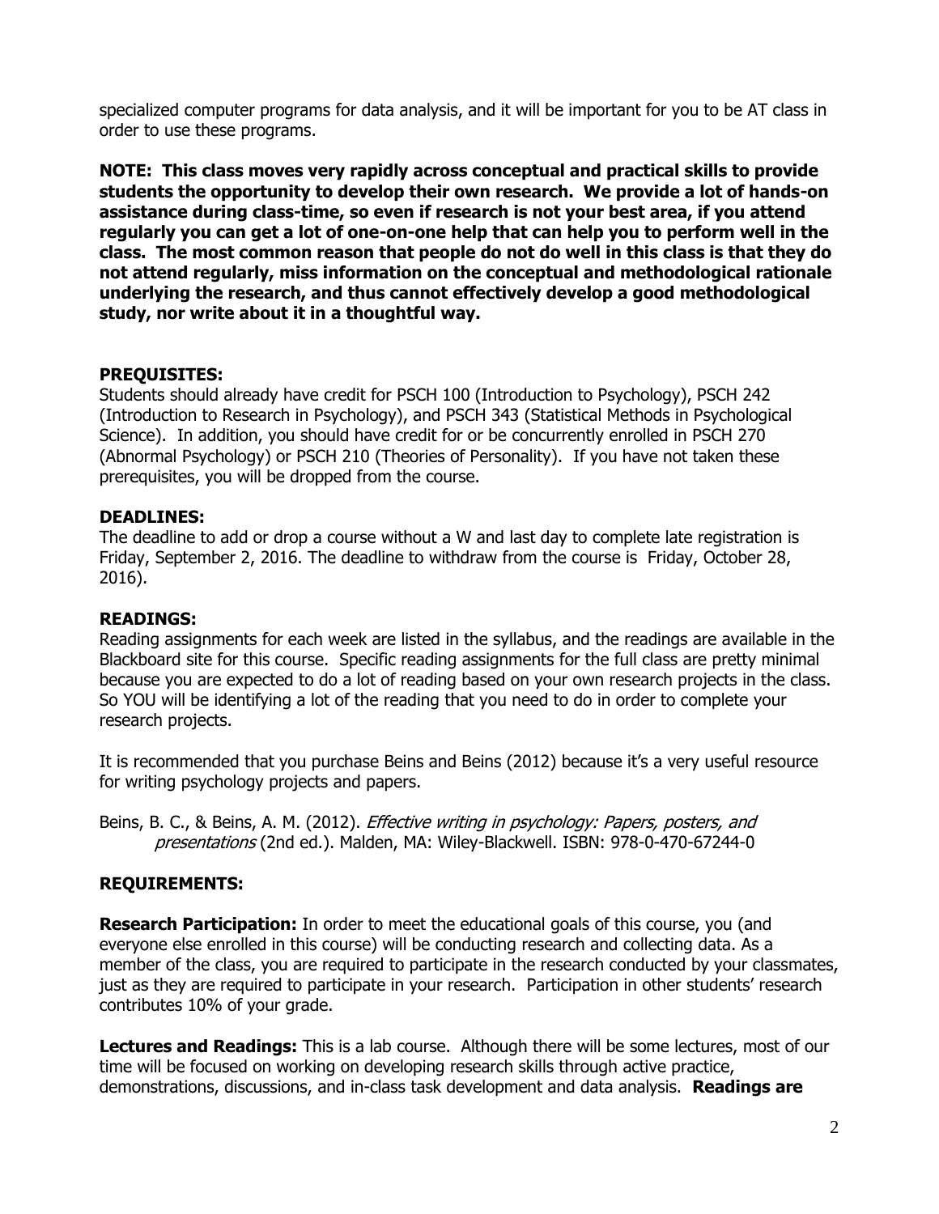specialized computer programs for data analysis, and it will be important for you to be AT class in order to use these programs.

**NOTE: This class moves very rapidly across conceptual and practical skills to provide students the opportunity to develop their own research. We provide a lot of hands-on assistance during class-time, so even if research is not your best area, if you attend regularly you can get a lot of one-on-one help that can help you to perform well in the class. The most common reason that people do not do well in this class is that they do not attend regularly, miss information on the conceptual and methodological rationale underlying the research, and thus cannot effectively develop a good methodological study, nor write about it in a thoughtful way.**

**PREQUISITES:**
Students should already have credit for PSCH 100 (Introduction to Psychology), PSCH 242 (Introduction to Research in Psychology), and PSCH 343 (Statistical Methods in Psychological Science). In addition, you should have credit for or be concurrently enrolled in PSCH 270 (Abnormal Psychology) or PSCH 210 (Theories of Personality). If you have not taken these prerequisites, you will be dropped from the course.

**DEADLINES:**
The deadline to add or drop a course without a W and last day to complete late registration is Friday, September 2, 2016. The deadline to withdraw from the course is Friday, October 28, 2016).

**READINGS:**
Reading assignments for each week are listed in the syllabus, and the readings are available in the Blackboard site for this course. Specific reading assignments for the full class are pretty minimal because you are expected to do a lot of reading based on your own research projects in the class. So YOU will be identifying a lot of the reading that you need to do in order to complete your research projects.

It is recommended that you purchase Beins and Beins (2012) because it's a very useful resource for writing psychology projects and papers.

Beins, B. C., & Beins, A. M. (2012). *Effective writing in psychology: Papers, posters, and presentations* (2nd ed.). Malden, MA: Wiley-Blackwell. ISBN: 978-0-470-67244-0

**REQUIREMENTS:**

**Research Participation:** In order to meet the educational goals of this course, you (and everyone else enrolled in this course) will be conducting research and collecting data. As a member of the class, you are required to participate in the research conducted by your classmates, just as they are required to participate in your research. Participation in other students' research contributes 10% of your grade.

**Lectures and Readings:** This is a lab course. Although there will be some lectures, most of our time will be focused on working on developing research skills through active practice, demonstrations, discussions, and in-class task development and data analysis. **Readings are**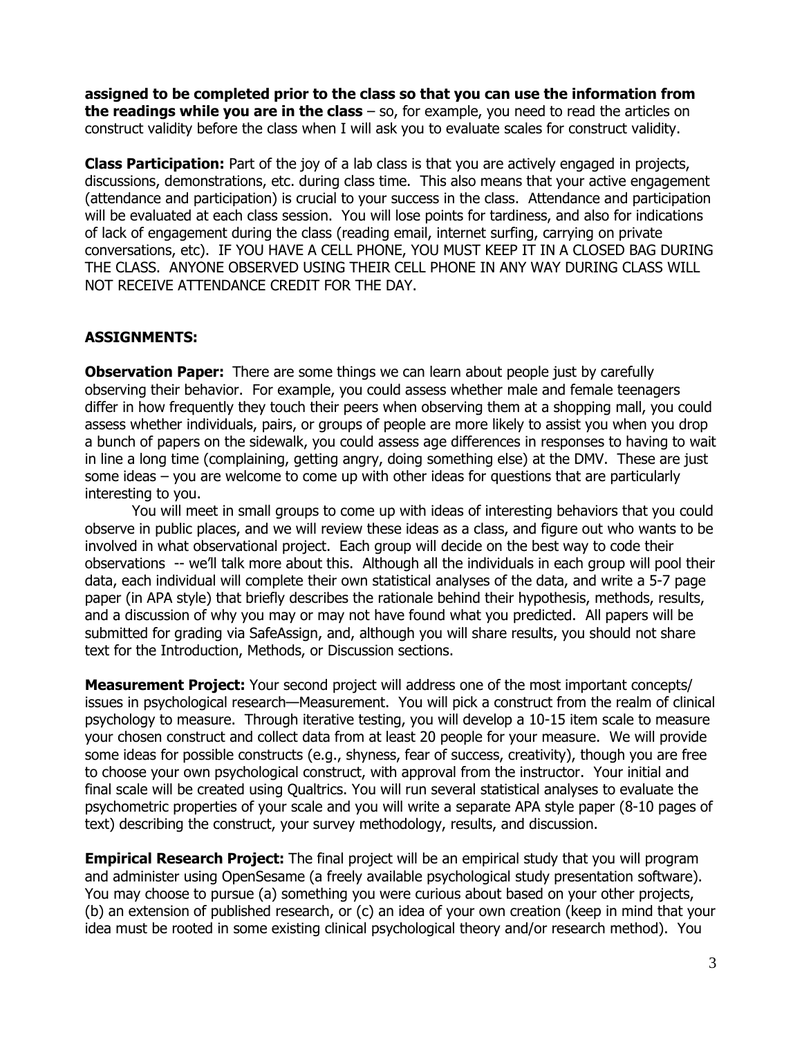**assigned to be completed prior to the class so that you can use the information from the readings while you are in the class** – so, for example, you need to read the articles on construct validity before the class when I will ask you to evaluate scales for construct validity.

**Class Participation:** Part of the joy of a lab class is that you are actively engaged in projects, discussions, demonstrations, etc. during class time. This also means that your active engagement (attendance and participation) is crucial to your success in the class. Attendance and participation will be evaluated at each class session. You will lose points for tardiness, and also for indications of lack of engagement during the class (reading email, internet surfing, carrying on private conversations, etc). IF YOU HAVE A CELL PHONE, YOU MUST KEEP IT IN A CLOSED BAG DURING THE CLASS. ANYONE OBSERVED USING THEIR CELL PHONE IN ANY WAY DURING CLASS WILL NOT RECEIVE ATTENDANCE CREDIT FOR THE DAY.

## ASSIGNMENTS:

**Observation Paper:** There are some things we can learn about people just by carefully observing their behavior. For example, you could assess whether male and female teenagers differ in how frequently they touch their peers when observing them at a shopping mall, you could assess whether individuals, pairs, or groups of people are more likely to assist you when you drop a bunch of papers on the sidewalk, you could assess age differences in responses to having to wait in line a long time (complaining, getting angry, doing something else) at the DMV. These are just some ideas – you are welcome to come up with other ideas for questions that are particularly interesting to you.

You will meet in small groups to come up with ideas of interesting behaviors that you could observe in public places, and we will review these ideas as a class, and figure out who wants to be involved in what observational project. Each group will decide on the best way to code their observations -- we'll talk more about this. Although all the individuals in each group will pool their data, each individual will complete their own statistical analyses of the data, and write a 5-7 page paper (in APA style) that briefly describes the rationale behind their hypothesis, methods, results, and a discussion of why you may or may not have found what you predicted. All papers will be submitted for grading via SafeAssign, and, although you will share results, you should not share text for the Introduction, Methods, or Discussion sections.

**Measurement Project:** Your second project will address one of the most important concepts/ issues in psychological research—Measurement. You will pick a construct from the realm of clinical psychology to measure. Through iterative testing, you will develop a 10-15 item scale to measure your chosen construct and collect data from at least 20 people for your measure. We will provide some ideas for possible constructs (e.g., shyness, fear of success, creativity), though you are free to choose your own psychological construct, with approval from the instructor. Your initial and final scale will be created using Qualtrics. You will run several statistical analyses to evaluate the psychometric properties of your scale and you will write a separate APA style paper (8-10 pages of text) describing the construct, your survey methodology, results, and discussion.

**Empirical Research Project:** The final project will be an empirical study that you will program and administer using OpenSesame (a freely available psychological study presentation software). You may choose to pursue (a) something you were curious about based on your other projects, (b) an extension of published research, or (c) an idea of your own creation (keep in mind that your idea must be rooted in some existing clinical psychological theory and/or research method). You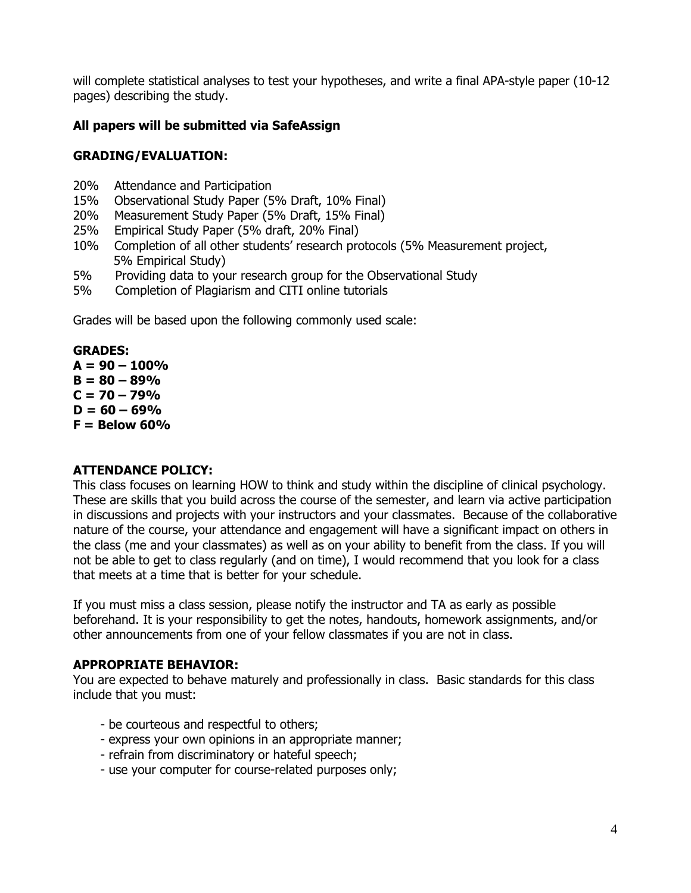will complete statistical analyses to test your hypotheses, and write a final APA-style paper (10-12 pages) describing the study.

**All papers will be submitted via SafeAssign**

**GRADING/EVALUATION:**

20% Attendance and Participation
15% Observational Study Paper (5% Draft, 10% Final)
20% Measurement Study Paper (5% Draft, 15% Final)
25% Empirical Study Paper (5% draft, 20% Final)
10% Completion of all other students' research protocols (5% Measurement project, 5% Empirical Study)
5% Providing data to your research group for the Observational Study
5% Completion of Plagiarism and CITI online tutorials

Grades will be based upon the following commonly used scale:

**GRADES:**
**A = 90 – 100%**
**B = 80 – 89%**
**C = 70 – 79%**
**D = 60 – 69%**
**F = Below 60%**

**ATTENDANCE POLICY:**
This class focuses on learning HOW to think and study within the discipline of clinical psychology. These are skills that you build across the course of the semester, and learn via active participation in discussions and projects with your instructors and your classmates. Because of the collaborative nature of the course, your attendance and engagement will have a significant impact on others in the class (me and your classmates) as well as on your ability to benefit from the class. If you will not be able to get to class regularly (and on time), I would recommend that you look for a class that meets at a time that is better for your schedule.

If you must miss a class session, please notify the instructor and TA as early as possible beforehand. It is your responsibility to get the notes, handouts, homework assignments, and/or other announcements from one of your fellow classmates if you are not in class.

**APPROPRIATE BEHAVIOR:**
You are expected to behave maturely and professionally in class. Basic standards for this class include that you must:

- be courteous and respectful to others;
- express your own opinions in an appropriate manner;
- refrain from discriminatory or hateful speech;
- use your computer for course-related purposes only;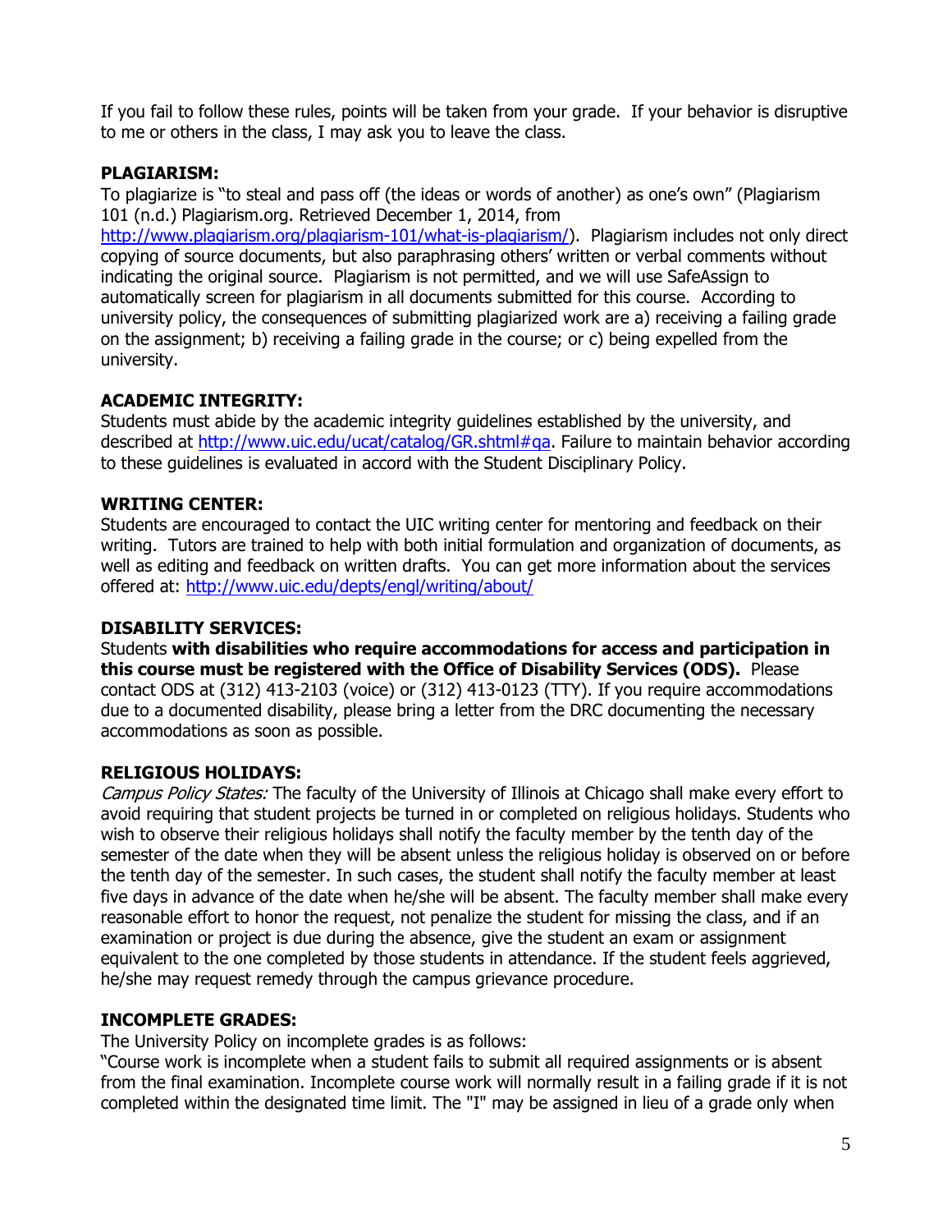If you fail to follow these rules, points will be taken from your grade. If your behavior is disruptive to me or others in the class, I may ask you to leave the class.

**PLAGIARISM:**

To plagiarize is "to steal and pass off (the ideas or words of another) as one's own" (Plagiarism 101 (n.d.) Plagiarism.org. Retrieved December 1, 2014, from http://www.plagiarism.org/plagiarism-101/what-is-plagiarism/). Plagiarism includes not only direct copying of source documents, but also paraphrasing others' written or verbal comments without indicating the original source. Plagiarism is not permitted, and we will use SafeAssign to automatically screen for plagiarism in all documents submitted for this course. According to university policy, the consequences of submitting plagiarized work are a) receiving a failing grade on the assignment; b) receiving a failing grade in the course; or c) being expelled from the university.

**ACADEMIC INTEGRITY:**

Students must abide by the academic integrity guidelines established by the university, and described at http://www.uic.edu/ucat/catalog/GR.shtml#qa. Failure to maintain behavior according to these guidelines is evaluated in accord with the Student Disciplinary Policy.

**WRITING CENTER:**

Students are encouraged to contact the UIC writing center for mentoring and feedback on their writing. Tutors are trained to help with both initial formulation and organization of documents, as well as editing and feedback on written drafts. You can get more information about the services offered at: http://www.uic.edu/depts/engl/writing/about/

**DISABILITY SERVICES:**

Students **with disabilities who require accommodations for access and participation in this course must be registered with the Office of Disability Services (ODS).** Please contact ODS at (312) 413-2103 (voice) or (312) 413-0123 (TTY). If you require accommodations due to a documented disability, please bring a letter from the DRC documenting the necessary accommodations as soon as possible.

**RELIGIOUS HOLIDAYS:**

*Campus Policy States:* The faculty of the University of Illinois at Chicago shall make every effort to avoid requiring that student projects be turned in or completed on religious holidays. Students who wish to observe their religious holidays shall notify the faculty member by the tenth day of the semester of the date when they will be absent unless the religious holiday is observed on or before the tenth day of the semester. In such cases, the student shall notify the faculty member at least five days in advance of the date when he/she will be absent. The faculty member shall make every reasonable effort to honor the request, not penalize the student for missing the class, and if an examination or project is due during the absence, give the student an exam or assignment equivalent to the one completed by those students in attendance. If the student feels aggrieved, he/she may request remedy through the campus grievance procedure.

**INCOMPLETE GRADES:**

The University Policy on incomplete grades is as follows:

"Course work is incomplete when a student fails to submit all required assignments or is absent from the final examination. Incomplete course work will normally result in a failing grade if it is not completed within the designated time limit. The "I" may be assigned in lieu of a grade only when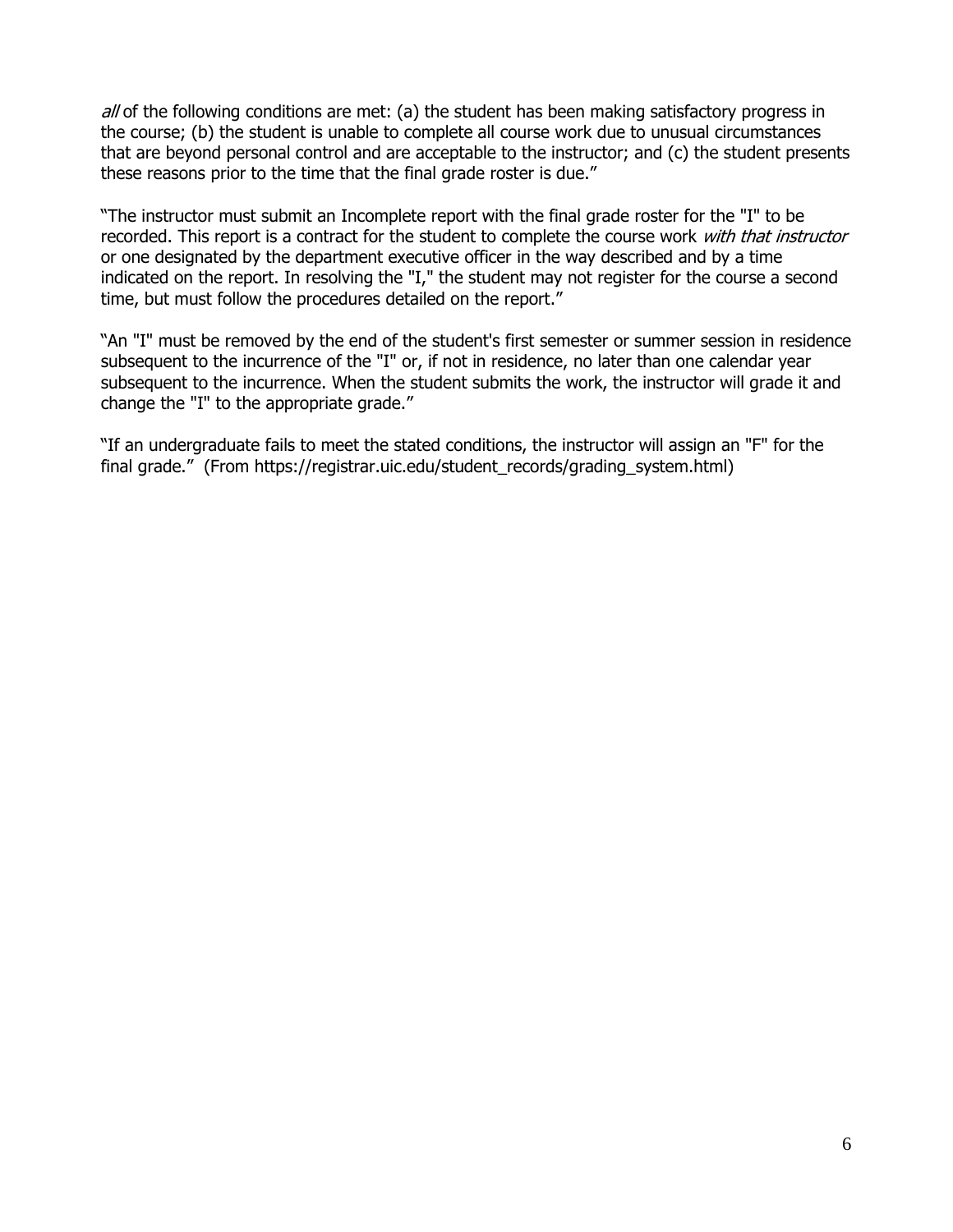*all* of the following conditions are met: (a) the student has been making satisfactory progress in the course; (b) the student is unable to complete all course work due to unusual circumstances that are beyond personal control and are acceptable to the instructor; and (c) the student presents these reasons prior to the time that the final grade roster is due."

"The instructor must submit an Incomplete report with the final grade roster for the "I" to be recorded. This report is a contract for the student to complete the course work *with that instructor* or one designated by the department executive officer in the way described and by a time indicated on the report. In resolving the "I," the student may not register for the course a second time, but must follow the procedures detailed on the report."

"An "I" must be removed by the end of the student's first semester or summer session in residence subsequent to the incurrence of the "I" or, if not in residence, no later than one calendar year subsequent to the incurrence. When the student submits the work, the instructor will grade it and change the "I" to the appropriate grade."

"If an undergraduate fails to meet the stated conditions, the instructor will assign an "F" for the final grade." (From https://registrar.uic.edu/student_records/grading_system.html)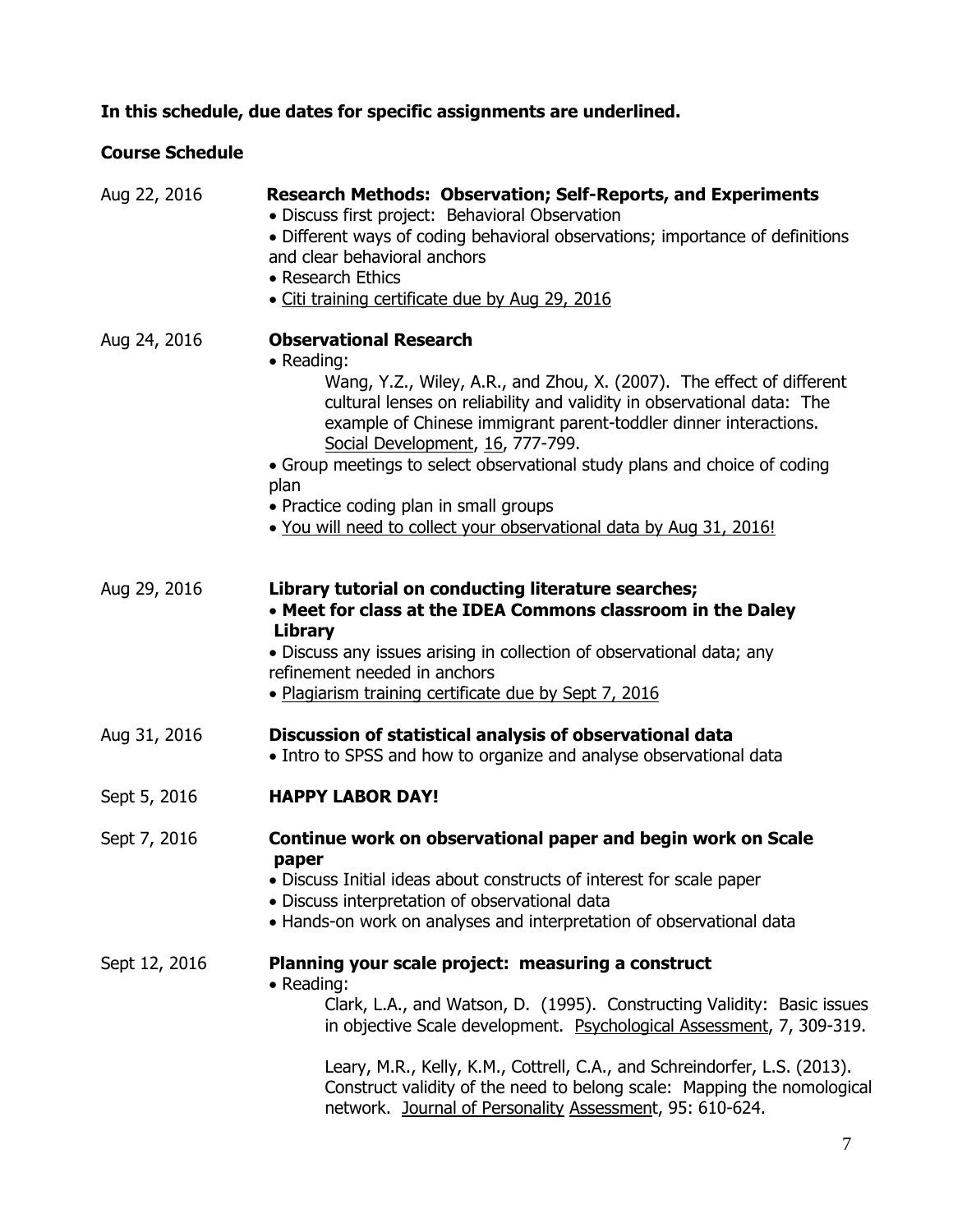**In this schedule, due dates for specific assignments are underlined.**

**Course Schedule**

Aug 22, 2016 — **Research Methods: Observation; Self-Reports, and Experiments**

- Discuss first project: Behavioral Observation
- Different ways of coding behavioral observations; importance of definitions and clear behavioral anchors
- Research Ethics
- <u>Citi training certificate due by Aug 29, 2016</u>

Aug 24, 2016 — **Observational Research**

- Reading:
  
  Wang, Y.Z., Wiley, A.R., and Zhou, X. (2007). The effect of different cultural lenses on reliability and validity in observational data: The example of Chinese immigrant parent-toddler dinner interactions. <u>Social Development</u>, <u>16</u>, 777-799.
- Group meetings to select observational study plans and choice of coding plan
- Practice coding plan in small groups
- <u>You will need to collect your observational data by Aug 31, 2016!</u>

Aug 29, 2016 — **Library tutorial on conducting literature searches;**

- **Meet for class at the IDEA Commons classroom in the Daley Library**
- Discuss any issues arising in collection of observational data; any refinement needed in anchors
- <u>Plagiarism training certificate due by Sept 7, 2016</u>

Aug 31, 2016 — **Discussion of statistical analysis of observational data**

- Intro to SPSS and how to organize and analyse observational data

Sept 5, 2016 — **HAPPY LABOR DAY!**

Sept 7, 2016 — **Continue work on observational paper and begin work on Scale paper**

- Discuss Initial ideas about constructs of interest for scale paper
- Discuss interpretation of observational data
- Hands-on work on analyses and interpretation of observational data

Sept 12, 2016 — **Planning your scale project: measuring a construct**

- Reading:
  
  Clark, L.A., and Watson, D. (1995). Constructing Validity: Basic issues in objective Scale development. <u>Psychological Assessment</u>, 7, 309-319.
  
  Leary, M.R., Kelly, K.M., Cottrell, C.A., and Schreindorfer, L.S. (2013). Construct validity of the need to belong scale: Mapping the nomological network. <u>Journal of Personality Assessmen</u>t, 95: 610-624.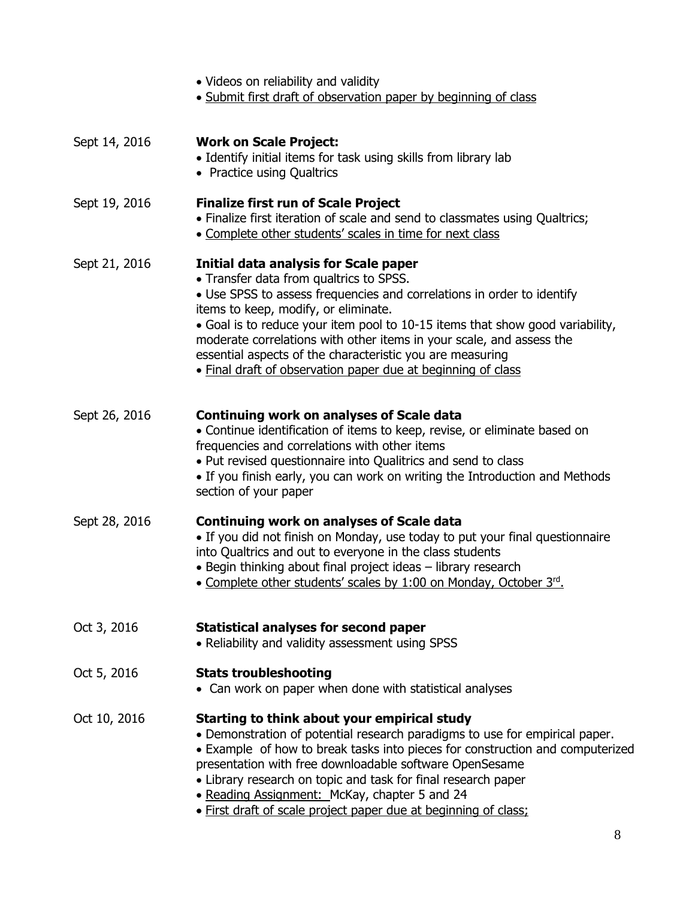- Videos on reliability and validity
- Submit first draft of observation paper by beginning of class

Sept 14, 2016 **Work on Scale Project:**

- Identify initial items for task using skills from library lab
- Practice using Qualtrics

Sept 19, 2016 **Finalize first run of Scale Project**

- Finalize first iteration of scale and send to classmates using Qualtrics;
- Complete other students' scales in time for next class

Sept 21, 2016 **Initial data analysis for Scale paper**

- Transfer data from qualtrics to SPSS.
- Use SPSS to assess frequencies and correlations in order to identify items to keep, modify, or eliminate.
- Goal is to reduce your item pool to 10-15 items that show good variability, moderate correlations with other items in your scale, and assess the essential aspects of the characteristic you are measuring
- Final draft of observation paper due at beginning of class

Sept 26, 2016 **Continuing work on analyses of Scale data**

- Continue identification of items to keep, revise, or eliminate based on frequencies and correlations with other items
- Put revised questionnaire into Qualitrics and send to class
- If you finish early, you can work on writing the Introduction and Methods section of your paper

Sept 28, 2016 **Continuing work on analyses of Scale data**

- If you did not finish on Monday, use today to put your final questionnaire into Qualtrics and out to everyone in the class students
- Begin thinking about final project ideas – library research
- Complete other students' scales by 1:00 on Monday, October 3rd.

Oct 3, 2016 **Statistical analyses for second paper**

- Reliability and validity assessment using SPSS

Oct 5, 2016 **Stats troubleshooting**

- Can work on paper when done with statistical analyses

Oct 10, 2016 **Starting to think about your empirical study**

- Demonstration of potential research paradigms to use for empirical paper.
- Example of how to break tasks into pieces for construction and computerized presentation with free downloadable software OpenSesame
- Library research on topic and task for final research paper
- Reading Assignment: McKay, chapter 5 and 24
- First draft of scale project paper due at beginning of class;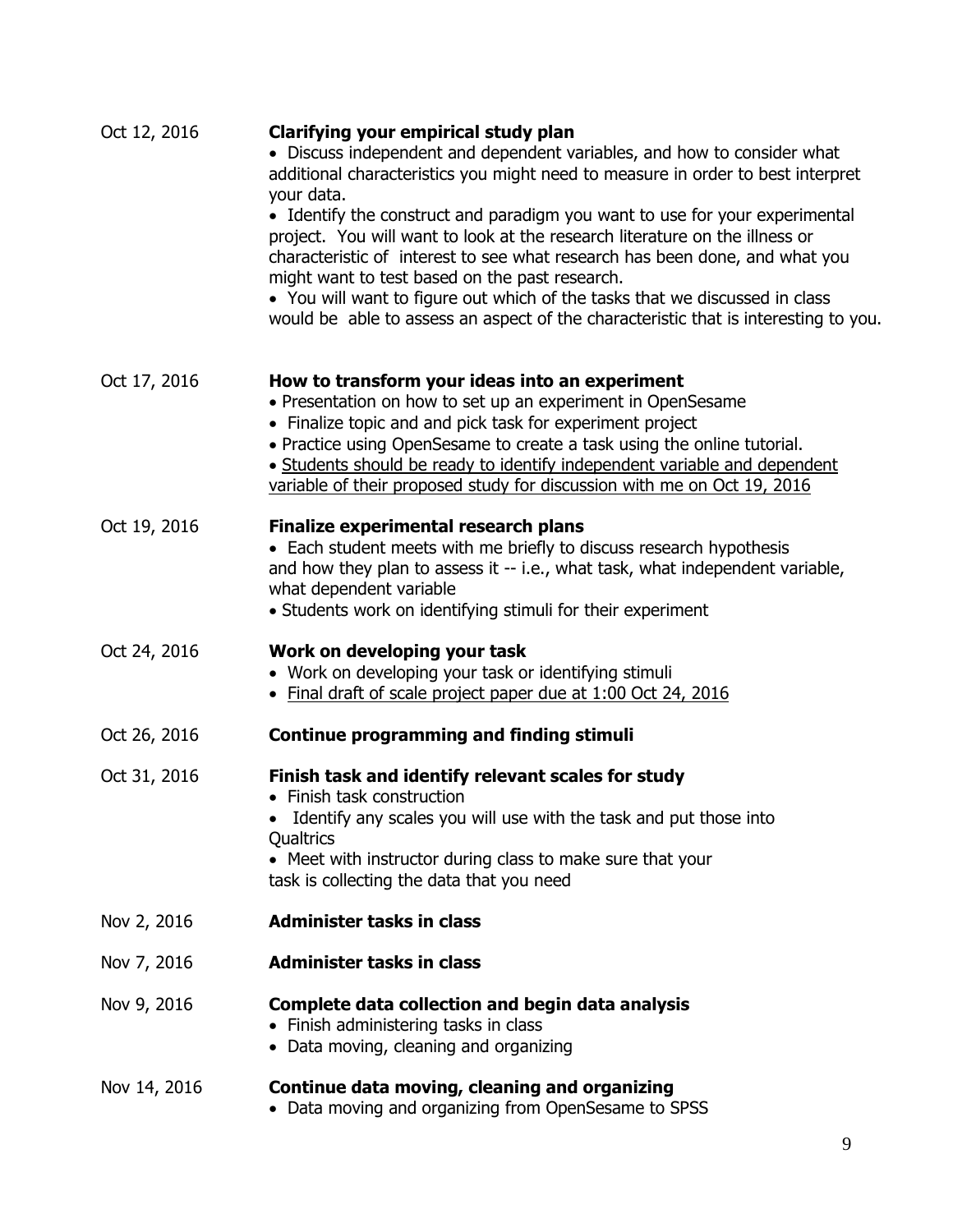Oct 12, 2016 **Clarifying your empirical study plan**

- Discuss independent and dependent variables, and how to consider what additional characteristics you might need to measure in order to best interpret your data.
- Identify the construct and paradigm you want to use for your experimental project. You will want to look at the research literature on the illness or characteristic of interest to see what research has been done, and what you might want to test based on the past research.
- You will want to figure out which of the tasks that we discussed in class would be able to assess an aspect of the characteristic that is interesting to you.

Oct 17, 2016 **How to transform your ideas into an experiment**

- Presentation on how to set up an experiment in OpenSesame
- Finalize topic and and pick task for experiment project
- Practice using OpenSesame to create a task using the online tutorial.
- <u>Students should be ready to identify independent variable and dependent variable of their proposed study for discussion with me on Oct 19, 2016</u>

Oct 19, 2016 **Finalize experimental research plans**

- Each student meets with me briefly to discuss research hypothesis and how they plan to assess it -- i.e., what task, what independent variable, what dependent variable
- Students work on identifying stimuli for their experiment

Oct 24, 2016 **Work on developing your task**

- Work on developing your task or identifying stimuli
- <u>Final draft of scale project paper due at 1:00 Oct 24, 2016</u>

Oct 26, 2016 **Continue programming and finding stimuli**

Oct 31, 2016 **Finish task and identify relevant scales for study**

- Finish task construction
- Identify any scales you will use with the task and put those into Qualtrics
- Meet with instructor during class to make sure that your task is collecting the data that you need

Nov 2, 2016 **Administer tasks in class**

Nov 7, 2016 **Administer tasks in class**

Nov 9, 2016 **Complete data collection and begin data analysis**

- Finish administering tasks in class
- Data moving, cleaning and organizing

Nov 14, 2016 **Continue data moving, cleaning and organizing**

- Data moving and organizing from OpenSesame to SPSS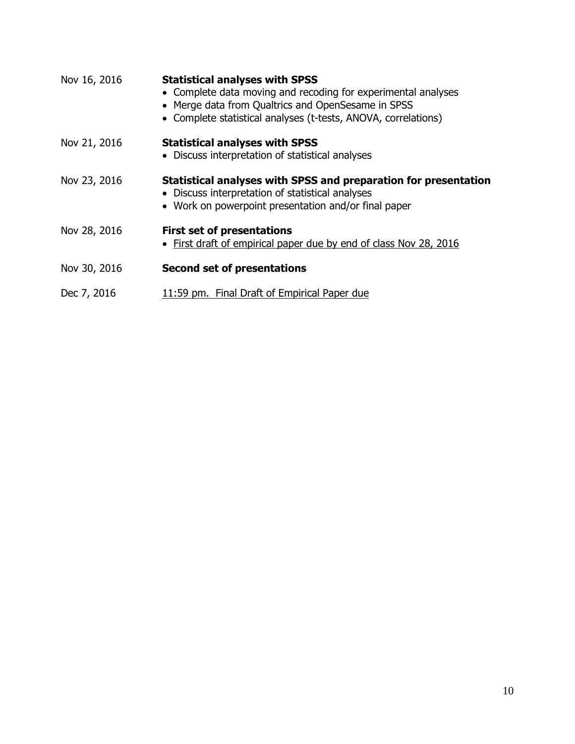| | |
|---|---|
| Nov 16, 2016 | **Statistical analyses with SPSS**<br>• Complete data moving and recoding for experimental analyses<br>• Merge data from Qualtrics and OpenSesame in SPSS<br>• Complete statistical analyses (t-tests, ANOVA, correlations) |
| Nov 21, 2016 | **Statistical analyses with SPSS**<br>• Discuss interpretation of statistical analyses |
| Nov 23, 2016 | **Statistical analyses with SPSS and preparation for presentation**<br>• Discuss interpretation of statistical analyses<br>• Work on powerpoint presentation and/or final paper |
| Nov 28, 2016 | **First set of presentations**<br>• <u>First draft of empirical paper due by end of class Nov 28, 2016</u> |
| Nov 30, 2016 | **Second set of presentations** |
| Dec 7, 2016 | <u>11:59 pm. Final Draft of Empirical Paper due</u> |